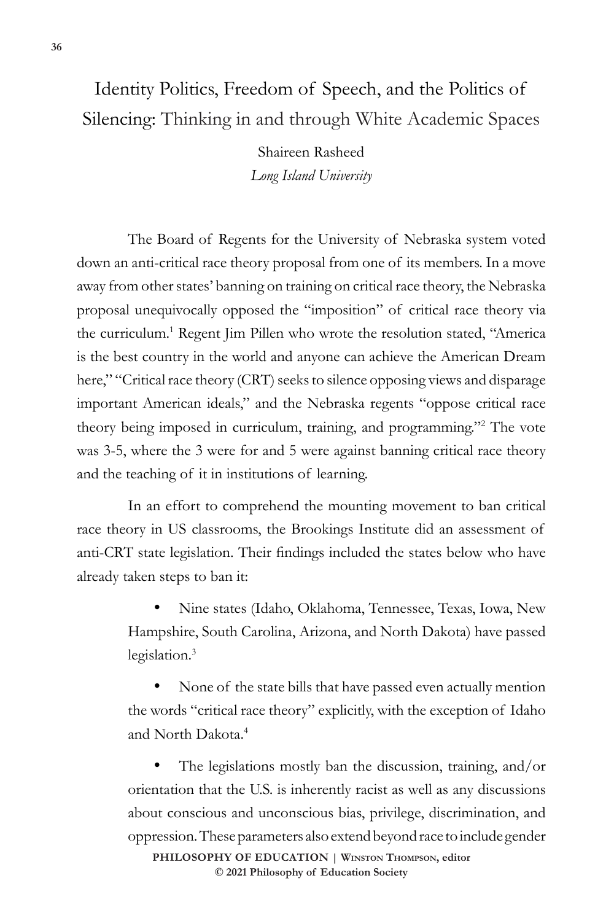# Identity Politics, Freedom of Speech, and the Politics of Silencing: Thinking in and through White Academic Spaces

Shaireen Rasheed

*Long Island University*

The Board of Regents for the University of Nebraska system voted down an anti-critical race theory proposal from one of its members. In a move away from other states' banning on training on critical race theory, the Nebraska proposal unequivocally opposed the "imposition" of critical race theory via the curriculum.[1] Regent Jim Pillen who wrote the resolution stated, "America is the best country in the world and anyone can achieve the American Dream here," "Critical race theory (CRT) seeks to silence opposing views and disparage important American ideals," and the Nebraska regents "oppose critical race theory being imposed in curriculum, training, and programming."[2] The vote was 3-5, where the 3 were for and 5 were against banning critical race theory and the teaching of it in institutions of learning.

In an effort to comprehend the mounting movement to ban critical race theory in US classrooms, the Brookings Institute did an assessment of anti-CRT state legislation. Their findings included the states below who have already taken steps to ban it:

- Nine states (Idaho, Oklahoma, Tennessee, Texas, Iowa, New Hampshire, South Carolina, Arizona, and North Dakota) have passed legislation.[3]
- None of the state bills that have passed even actually mention the words "critical race theory" explicitly, with the exception of Idaho and North Dakota.[4]
- The legislations mostly ban the discussion, training, and/or orientation that the U.S. is inherently racist as well as any discussions about conscious and unconscious bias, privilege, discrimination, and oppression. These parameters also extend beyond race to include gender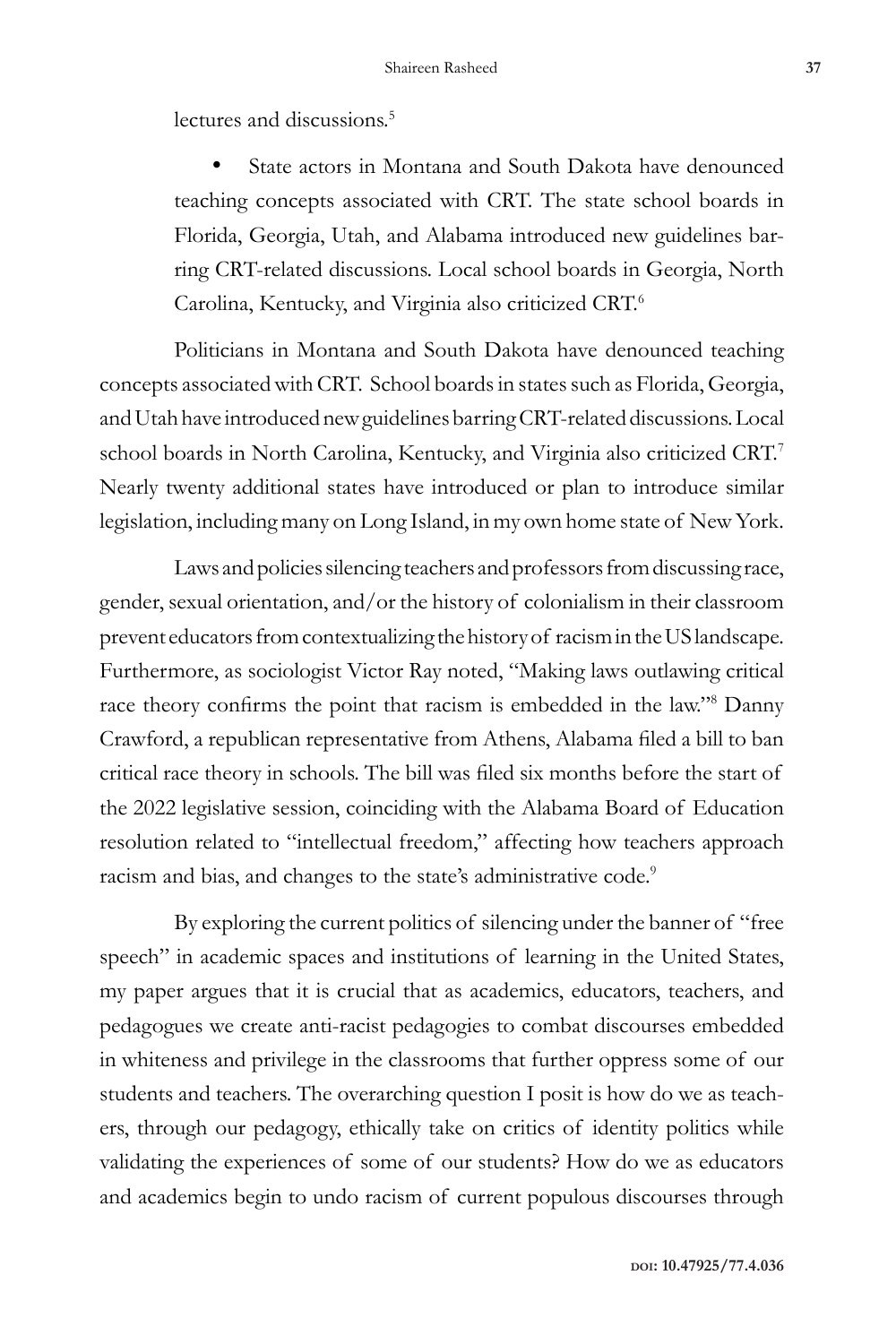lectures and discussions.[5]

- State actors in Montana and South Dakota have denounced teaching concepts associated with CRT. The state school boards in Florida, Georgia, Utah, and Alabama introduced new guidelines barring CRT-related discussions. Local school boards in Georgia, North Carolina, Kentucky, and Virginia also criticized CRT.[6]

Politicians in Montana and South Dakota have denounced teaching concepts associated with CRT. School boards in states such as Florida, Georgia, and Utah have introduced new guidelines barring CRT-related discussions. Local school boards in North Carolina, Kentucky, and Virginia also criticized CRT.[7] Nearly twenty additional states have introduced or plan to introduce similar legislation, including many on Long Island, in my own home state of New York.

Laws and policies silencing teachers and professors from discussing race, gender, sexual orientation, and/or the history of colonialism in their classroom prevent educators from contextualizing the history of racism in the US landscape. Furthermore, as sociologist Victor Ray noted, "Making laws outlawing critical race theory confirms the point that racism is embedded in the law."[8] Danny Crawford, a republican representative from Athens, Alabama filed a bill to ban critical race theory in schools. The bill was filed six months before the start of the 2022 legislative session, coinciding with the Alabama Board of Education resolution related to "intellectual freedom," affecting how teachers approach racism and bias, and changes to the state's administrative code.[9]

By exploring the current politics of silencing under the banner of "free speech" in academic spaces and institutions of learning in the United States, my paper argues that it is crucial that as academics, educators, teachers, and pedagogues we create anti-racist pedagogies to combat discourses embedded in whiteness and privilege in the classrooms that further oppress some of our students and teachers. The overarching question I posit is how do we as teachers, through our pedagogy, ethically take on critics of identity politics while validating the experiences of some of our students? How do we as educators and academics begin to undo racism of current populous discourses through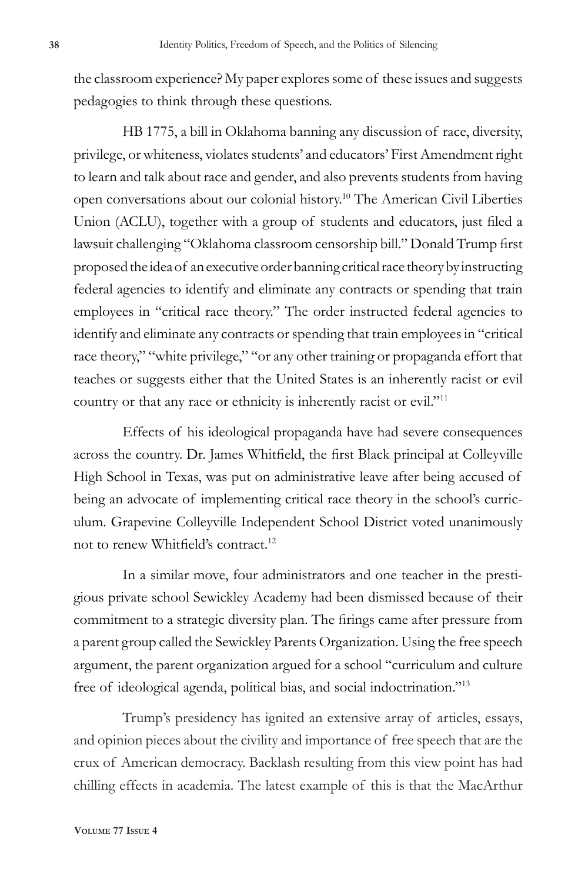the classroom experience? My paper explores some of these issues and suggests pedagogies to think through these questions.

HB 1775, a bill in Oklahoma banning any discussion of race, diversity, privilege, or whiteness, violates students' and educators' First Amendment right to learn and talk about race and gender, and also prevents students from having open conversations about our colonial history.[10] The American Civil Liberties Union (ACLU), together with a group of students and educators, just filed a lawsuit challenging "Oklahoma classroom censorship bill." Donald Trump first proposed the idea of an executive order banning critical race theory by instructing federal agencies to identify and eliminate any contracts or spending that train employees in "critical race theory." The order instructed federal agencies to identify and eliminate any contracts or spending that train employees in "critical race theory," "white privilege," "or any other training or propaganda effort that teaches or suggests either that the United States is an inherently racist or evil country or that any race or ethnicity is inherently racist or evil."[11]

Effects of his ideological propaganda have had severe consequences across the country. Dr. James Whitfield, the first Black principal at Colleyville High School in Texas, was put on administrative leave after being accused of being an advocate of implementing critical race theory in the school's curriculum. Grapevine Colleyville Independent School District voted unanimously not to renew Whitfield's contract.[12]

In a similar move, four administrators and one teacher in the prestigious private school Sewickley Academy had been dismissed because of their commitment to a strategic diversity plan. The firings came after pressure from a parent group called the Sewickley Parents Organization. Using the free speech argument, the parent organization argued for a school "curriculum and culture free of ideological agenda, political bias, and social indoctrination."[13]

Trump's presidency has ignited an extensive array of articles, essays, and opinion pieces about the civility and importance of free speech that are the crux of American democracy. Backlash resulting from this view point has had chilling effects in academia. The latest example of this is that the MacArthur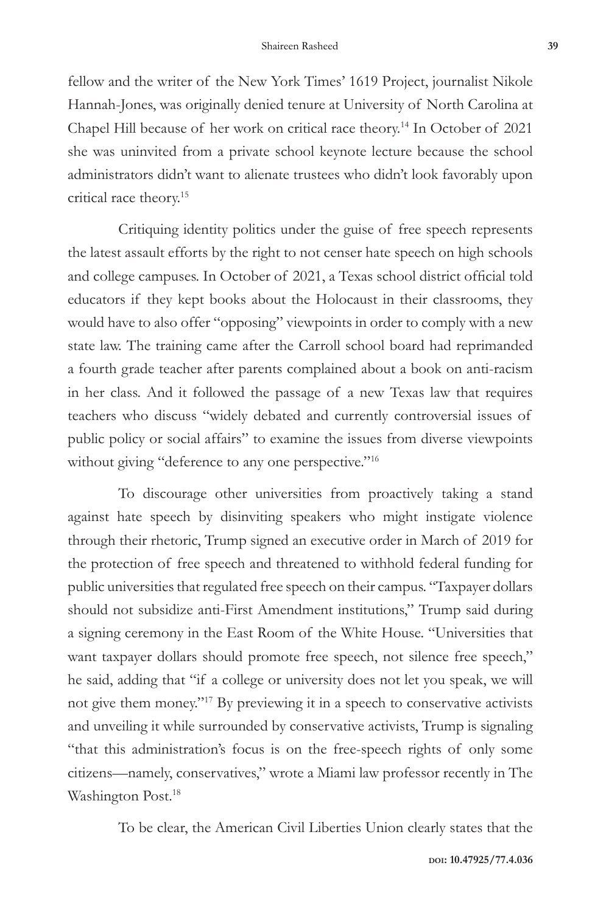fellow and the writer of the New York Times' 1619 Project, journalist Nikole Hannah-Jones, was originally denied tenure at University of North Carolina at Chapel Hill because of her work on critical race theory.[14] In October of 2021 she was uninvited from a private school keynote lecture because the school administrators didn't want to alienate trustees who didn't look favorably upon critical race theory.[15]

Critiquing identity politics under the guise of free speech represents the latest assault efforts by the right to not censer hate speech on high schools and college campuses. In October of 2021, a Texas school district official told educators if they kept books about the Holocaust in their classrooms, they would have to also offer "opposing" viewpoints in order to comply with a new state law. The training came after the Carroll school board had reprimanded a fourth grade teacher after parents complained about a book on anti-racism in her class. And it followed the passage of a new Texas law that requires teachers who discuss "widely debated and currently controversial issues of public policy or social affairs" to examine the issues from diverse viewpoints without giving "deference to any one perspective."[16]

To discourage other universities from proactively taking a stand against hate speech by disinviting speakers who might instigate violence through their rhetoric, Trump signed an executive order in March of 2019 for the protection of free speech and threatened to withhold federal funding for public universities that regulated free speech on their campus. "Taxpayer dollars should not subsidize anti-First Amendment institutions," Trump said during a signing ceremony in the East Room of the White House. "Universities that want taxpayer dollars should promote free speech, not silence free speech," he said, adding that "if a college or university does not let you speak, we will not give them money."[17] By previewing it in a speech to conservative activists and unveiling it while surrounded by conservative activists, Trump is signaling "that this administration's focus is on the free-speech rights of only some citizens—namely, conservatives," wrote a Miami law professor recently in The Washington Post.[18]

To be clear, the American Civil Liberties Union clearly states that the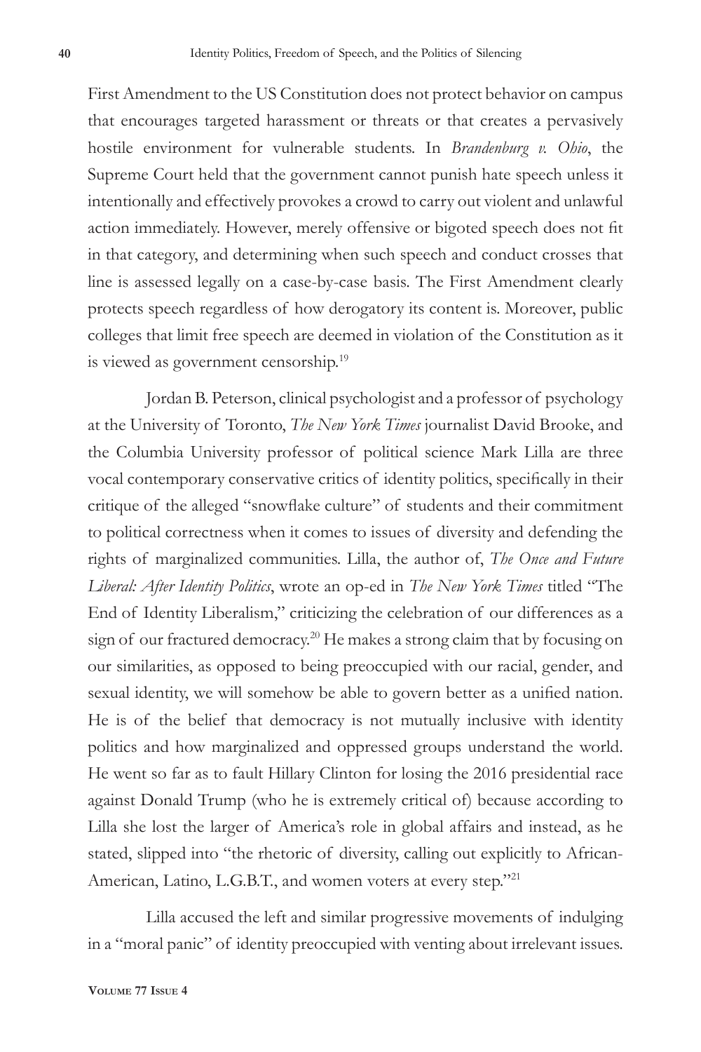First Amendment to the US Constitution does not protect behavior on campus that encourages targeted harassment or threats or that creates a pervasively hostile environment for vulnerable students. In *Brandenburg v. Ohio*, the Supreme Court held that the government cannot punish hate speech unless it intentionally and effectively provokes a crowd to carry out violent and unlawful action immediately. However, merely offensive or bigoted speech does not fit in that category, and determining when such speech and conduct crosses that line is assessed legally on a case-by-case basis. The First Amendment clearly protects speech regardless of how derogatory its content is. Moreover, public colleges that limit free speech are deemed in violation of the Constitution as it is viewed as government censorship.[19]

Jordan B. Peterson, clinical psychologist and a professor of psychology at the University of Toronto, *The New York Times* journalist David Brooke, and the Columbia University professor of political science Mark Lilla are three vocal contemporary conservative critics of identity politics, specifically in their critique of the alleged "snowflake culture" of students and their commitment to political correctness when it comes to issues of diversity and defending the rights of marginalized communities. Lilla, the author of, *The Once and Future Liberal: After Identity Politics*, wrote an op-ed in *The New York Times* titled "The End of Identity Liberalism," criticizing the celebration of our differences as a sign of our fractured democracy.[20] He makes a strong claim that by focusing on our similarities, as opposed to being preoccupied with our racial, gender, and sexual identity, we will somehow be able to govern better as a unified nation. He is of the belief that democracy is not mutually inclusive with identity politics and how marginalized and oppressed groups understand the world. He went so far as to fault Hillary Clinton for losing the 2016 presidential race against Donald Trump (who he is extremely critical of) because according to Lilla she lost the larger of America's role in global affairs and instead, as he stated, slipped into "the rhetoric of diversity, calling out explicitly to African-American, Latino, L.G.B.T., and women voters at every step."[21]

Lilla accused the left and similar progressive movements of indulging in a "moral panic" of identity preoccupied with venting about irrelevant issues.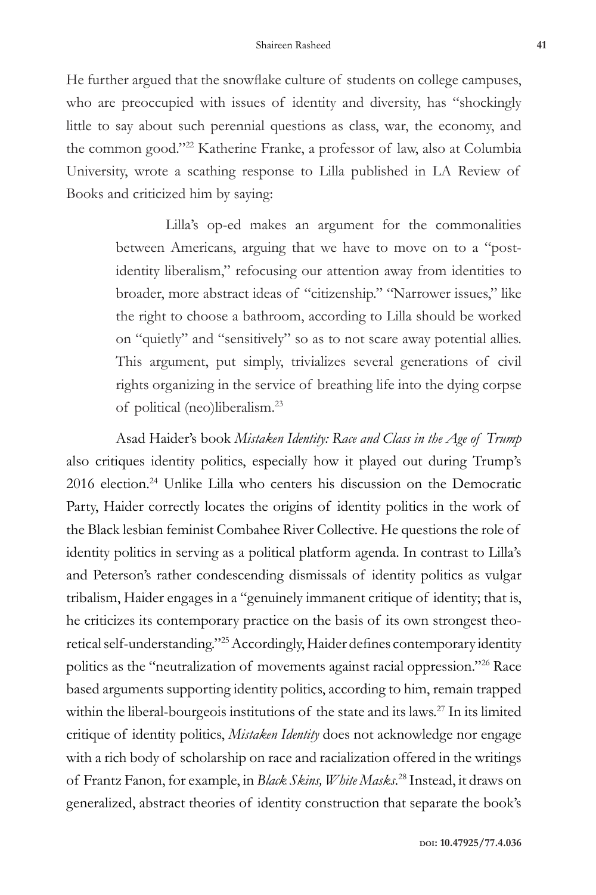He further argued that the snowflake culture of students on college campuses, who are preoccupied with issues of identity and diversity, has "shockingly little to say about such perennial questions as class, war, the economy, and the common good."[22] Katherine Franke, a professor of law, also at Columbia University, wrote a scathing response to Lilla published in LA Review of Books and criticized him by saying:

> Lilla's op-ed makes an argument for the commonalities between Americans, arguing that we have to move on to a "post-identity liberalism," refocusing our attention away from identities to broader, more abstract ideas of "citizenship." "Narrower issues," like the right to choose a bathroom, according to Lilla should be worked on "quietly" and "sensitively" so as to not scare away potential allies. This argument, put simply, trivializes several generations of civil rights organizing in the service of breathing life into the dying corpse of political (neo)liberalism.[23]

Asad Haider's book *Mistaken Identity: Race and Class in the Age of Trump* also critiques identity politics, especially how it played out during Trump's 2016 election.[24] Unlike Lilla who centers his discussion on the Democratic Party, Haider correctly locates the origins of identity politics in the work of the Black lesbian feminist Combahee River Collective. He questions the role of identity politics in serving as a political platform agenda. In contrast to Lilla's and Peterson's rather condescending dismissals of identity politics as vulgar tribalism, Haider engages in a "genuinely immanent critique of identity; that is, he criticizes its contemporary practice on the basis of its own strongest theoretical self-understanding."[25] Accordingly, Haider defines contemporary identity politics as the "neutralization of movements against racial oppression."[26] Race based arguments supporting identity politics, according to him, remain trapped within the liberal-bourgeois institutions of the state and its laws.[27] In its limited critique of identity politics, *Mistaken Identity* does not acknowledge nor engage with a rich body of scholarship on race and racialization offered in the writings of Frantz Fanon, for example, in *Black Skins, White Masks*.[28] Instead, it draws on generalized, abstract theories of identity construction that separate the book's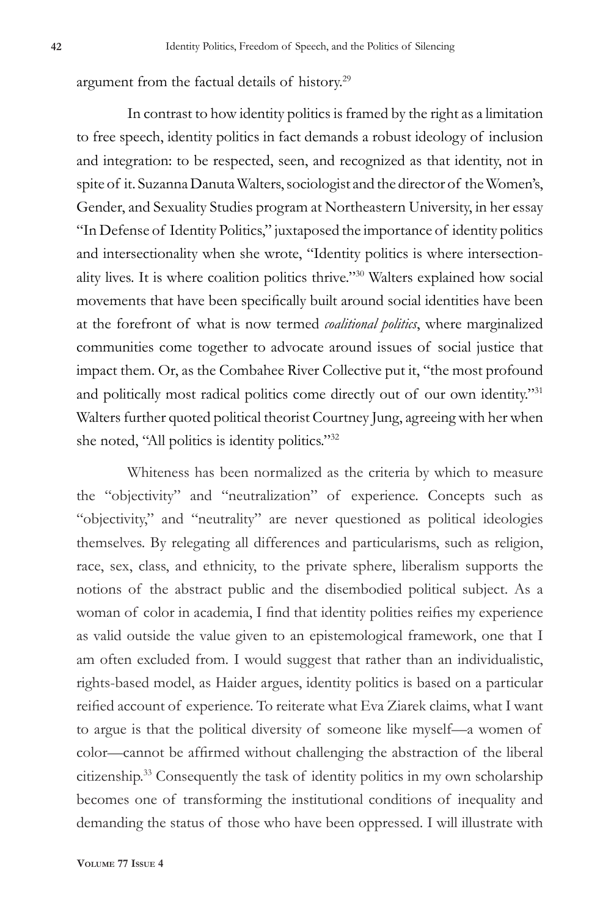argument from the factual details of history.[29]

In contrast to how identity politics is framed by the right as a limitation to free speech, identity politics in fact demands a robust ideology of inclusion and integration: to be respected, seen, and recognized as that identity, not in spite of it. Suzanna Danuta Walters, sociologist and the director of the Women's, Gender, and Sexuality Studies program at Northeastern University, in her essay "In Defense of Identity Politics," juxtaposed the importance of identity politics and intersectionality when she wrote, "Identity politics is where intersectionality lives. It is where coalition politics thrive."[30] Walters explained how social movements that have been specifically built around social identities have been at the forefront of what is now termed *coalitional politics*, where marginalized communities come together to advocate around issues of social justice that impact them. Or, as the Combahee River Collective put it, "the most profound and politically most radical politics come directly out of our own identity."[31] Walters further quoted political theorist Courtney Jung, agreeing with her when she noted, "All politics is identity politics."[32]

Whiteness has been normalized as the criteria by which to measure the "objectivity" and "neutralization" of experience. Concepts such as "objectivity," and "neutrality" are never questioned as political ideologies themselves. By relegating all differences and particularisms, such as religion, race, sex, class, and ethnicity, to the private sphere, liberalism supports the notions of the abstract public and the disembodied political subject. As a woman of color in academia, I find that identity polities reifies my experience as valid outside the value given to an epistemological framework, one that I am often excluded from. I would suggest that rather than an individualistic, rights-based model, as Haider argues, identity politics is based on a particular reified account of experience. To reiterate what Eva Ziarek claims, what I want to argue is that the political diversity of someone like myself—a women of color—cannot be affirmed without challenging the abstraction of the liberal citizenship.[33] Consequently the task of identity politics in my own scholarship becomes one of transforming the institutional conditions of inequality and demanding the status of those who have been oppressed. I will illustrate with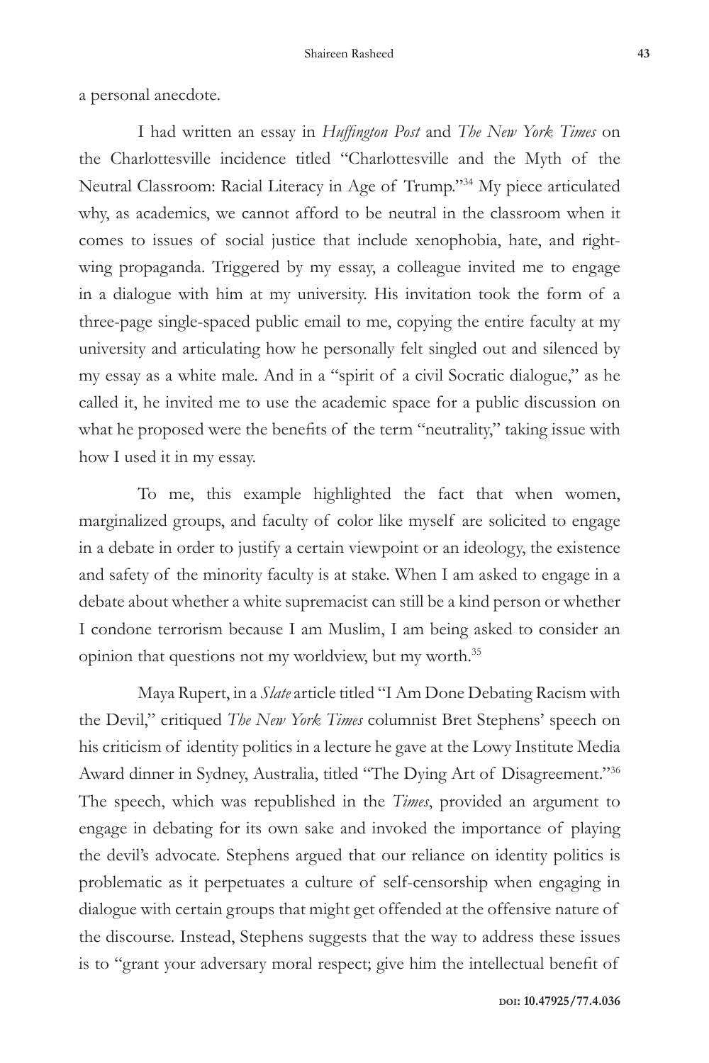a personal anecdote.

I had written an essay in *Huffington Post* and *The New York Times* on the Charlottesville incidence titled "Charlottesville and the Myth of the Neutral Classroom: Racial Literacy in Age of Trump."[34] My piece articulated why, as academics, we cannot afford to be neutral in the classroom when it comes to issues of social justice that include xenophobia, hate, and right-wing propaganda. Triggered by my essay, a colleague invited me to engage in a dialogue with him at my university. His invitation took the form of a three-page single-spaced public email to me, copying the entire faculty at my university and articulating how he personally felt singled out and silenced by my essay as a white male. And in a "spirit of a civil Socratic dialogue," as he called it, he invited me to use the academic space for a public discussion on what he proposed were the benefits of the term "neutrality," taking issue with how I used it in my essay.

To me, this example highlighted the fact that when women, marginalized groups, and faculty of color like myself are solicited to engage in a debate in order to justify a certain viewpoint or an ideology, the existence and safety of the minority faculty is at stake. When I am asked to engage in a debate about whether a white supremacist can still be a kind person or whether I condone terrorism because I am Muslim, I am being asked to consider an opinion that questions not my worldview, but my worth.[35]

Maya Rupert, in a *Slate* article titled "I Am Done Debating Racism with the Devil," critiqued *The New York Times* columnist Bret Stephens' speech on his criticism of identity politics in a lecture he gave at the Lowy Institute Media Award dinner in Sydney, Australia, titled "The Dying Art of Disagreement."[36] The speech, which was republished in the *Times*, provided an argument to engage in debating for its own sake and invoked the importance of playing the devil's advocate. Stephens argued that our reliance on identity politics is problematic as it perpetuates a culture of self-censorship when engaging in dialogue with certain groups that might get offended at the offensive nature of the discourse. Instead, Stephens suggests that the way to address these issues is to "grant your adversary moral respect; give him the intellectual benefit of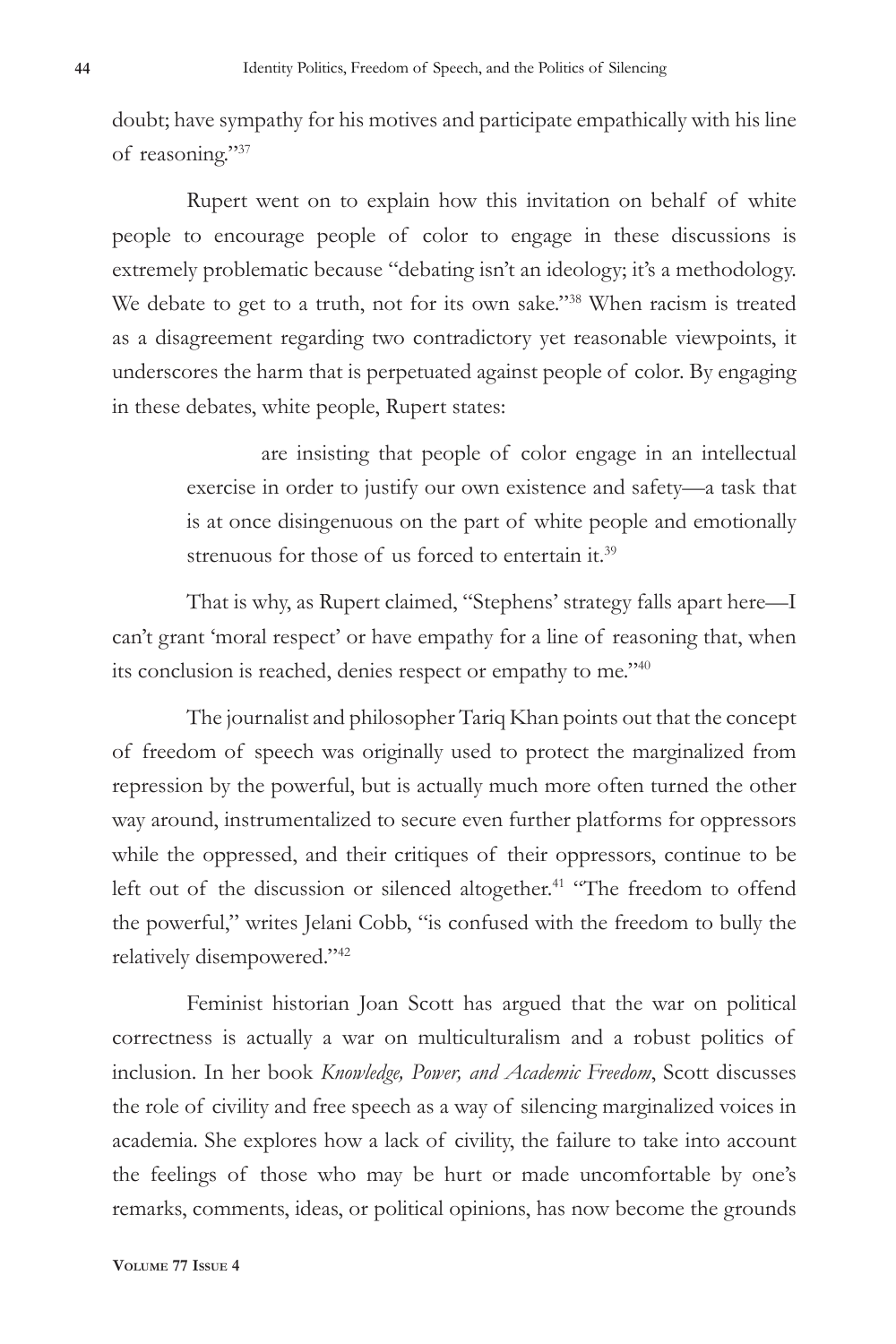doubt; have sympathy for his motives and participate empathically with his line of reasoning."[37]

Rupert went on to explain how this invitation on behalf of white people to encourage people of color to engage in these discussions is extremely problematic because "debating isn't an ideology; it's a methodology. We debate to get to a truth, not for its own sake."[38] When racism is treated as a disagreement regarding two contradictory yet reasonable viewpoints, it underscores the harm that is perpetuated against people of color. By engaging in these debates, white people, Rupert states:

> are insisting that people of color engage in an intellectual exercise in order to justify our own existence and safety—a task that is at once disingenuous on the part of white people and emotionally strenuous for those of us forced to entertain it.[39]

That is why, as Rupert claimed, "Stephens' strategy falls apart here—I can't grant 'moral respect' or have empathy for a line of reasoning that, when its conclusion is reached, denies respect or empathy to me."[40]

The journalist and philosopher Tariq Khan points out that the concept of freedom of speech was originally used to protect the marginalized from repression by the powerful, but is actually much more often turned the other way around, instrumentalized to secure even further platforms for oppressors while the oppressed, and their critiques of their oppressors, continue to be left out of the discussion or silenced altogether.[41] "The freedom to offend the powerful," writes Jelani Cobb, "is confused with the freedom to bully the relatively disempowered."[42]

Feminist historian Joan Scott has argued that the war on political correctness is actually a war on multiculturalism and a robust politics of inclusion. In her book *Knowledge, Power, and Academic Freedom*, Scott discusses the role of civility and free speech as a way of silencing marginalized voices in academia. She explores how a lack of civility, the failure to take into account the feelings of those who may be hurt or made uncomfortable by one's remarks, comments, ideas, or political opinions, has now become the grounds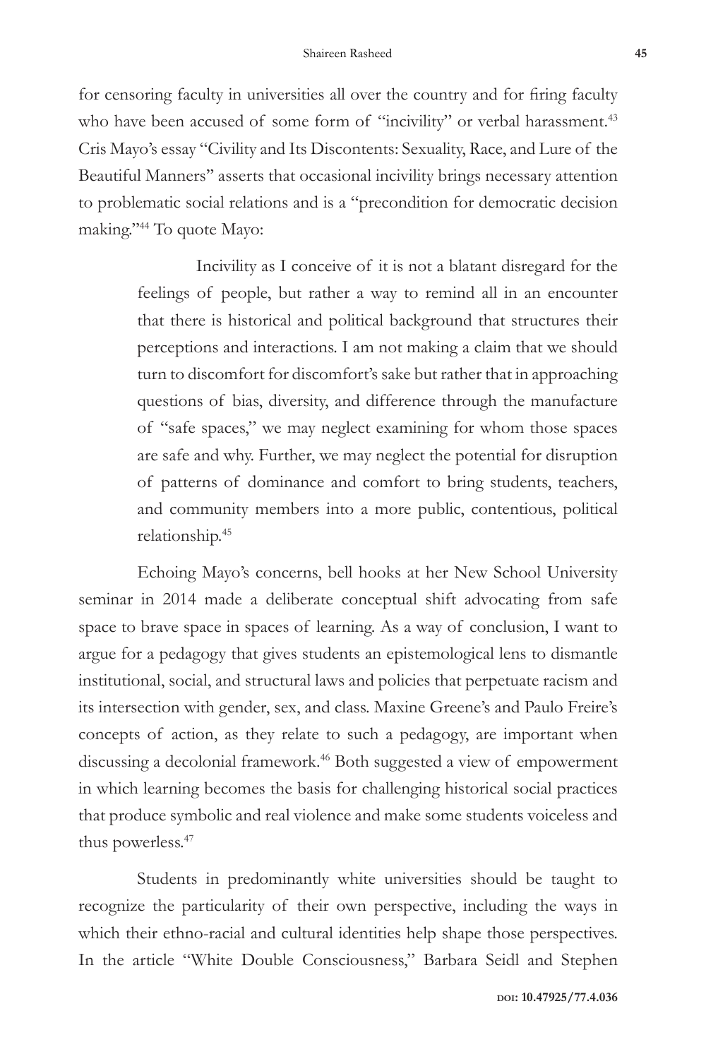for censoring faculty in universities all over the country and for firing faculty who have been accused of some form of "incivility" or verbal harassment.[43] Cris Mayo's essay "Civility and Its Discontents: Sexuality, Race, and Lure of the Beautiful Manners" asserts that occasional incivility brings necessary attention to problematic social relations and is a "precondition for democratic decision making."[44] To quote Mayo:

> Incivility as I conceive of it is not a blatant disregard for the feelings of people, but rather a way to remind all in an encounter that there is historical and political background that structures their perceptions and interactions. I am not making a claim that we should turn to discomfort for discomfort's sake but rather that in approaching questions of bias, diversity, and difference through the manufacture of "safe spaces," we may neglect examining for whom those spaces are safe and why. Further, we may neglect the potential for disruption of patterns of dominance and comfort to bring students, teachers, and community members into a more public, contentious, political relationship.[45]

Echoing Mayo's concerns, bell hooks at her New School University seminar in 2014 made a deliberate conceptual shift advocating from safe space to brave space in spaces of learning. As a way of conclusion, I want to argue for a pedagogy that gives students an epistemological lens to dismantle institutional, social, and structural laws and policies that perpetuate racism and its intersection with gender, sex, and class. Maxine Greene's and Paulo Freire's concepts of action, as they relate to such a pedagogy, are important when discussing a decolonial framework.[46] Both suggested a view of empowerment in which learning becomes the basis for challenging historical social practices that produce symbolic and real violence and make some students voiceless and thus powerless.[47]

Students in predominantly white universities should be taught to recognize the particularity of their own perspective, including the ways in which their ethno-racial and cultural identities help shape those perspectives. In the article "White Double Consciousness," Barbara Seidl and Stephen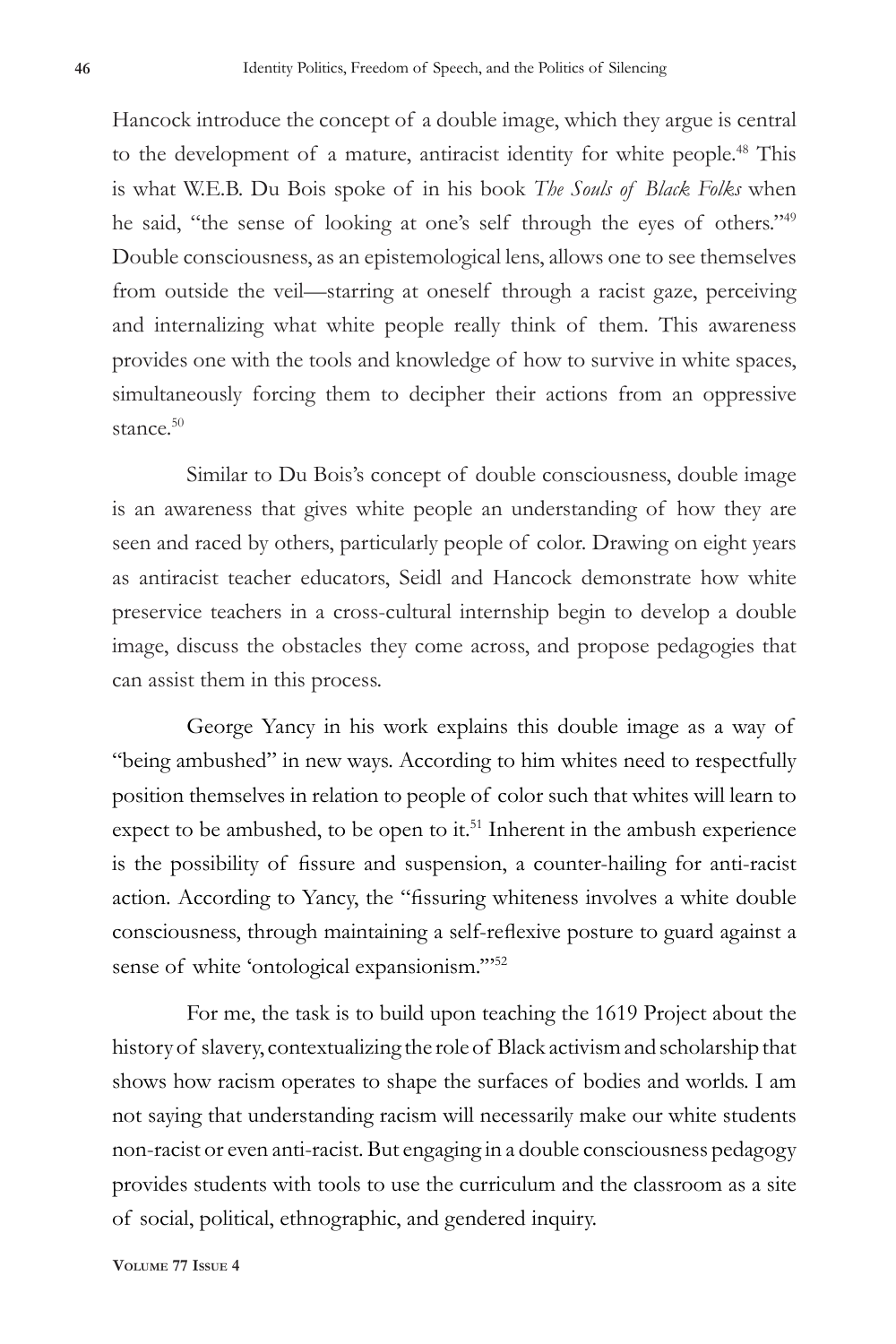Hancock introduce the concept of a double image, which they argue is central to the development of a mature, antiracist identity for white people.[48] This is what W.E.B. Du Bois spoke of in his book *The Souls of Black Folks* when he said, "the sense of looking at one's self through the eyes of others."[49] Double consciousness, as an epistemological lens, allows one to see themselves from outside the veil—starring at oneself through a racist gaze, perceiving and internalizing what white people really think of them. This awareness provides one with the tools and knowledge of how to survive in white spaces, simultaneously forcing them to decipher their actions from an oppressive stance.[50]

Similar to Du Bois's concept of double consciousness, double image is an awareness that gives white people an understanding of how they are seen and raced by others, particularly people of color. Drawing on eight years as antiracist teacher educators, Seidl and Hancock demonstrate how white preservice teachers in a cross-cultural internship begin to develop a double image, discuss the obstacles they come across, and propose pedagogies that can assist them in this process.

George Yancy in his work explains this double image as a way of "being ambushed" in new ways. According to him whites need to respectfully position themselves in relation to people of color such that whites will learn to expect to be ambushed, to be open to it.[51] Inherent in the ambush experience is the possibility of fissure and suspension, a counter-hailing for anti-racist action. According to Yancy, the "fissuring whiteness involves a white double consciousness, through maintaining a self-reflexive posture to guard against a sense of white 'ontological expansionism.'"[52]

For me, the task is to build upon teaching the 1619 Project about the history of slavery, contextualizing the role of Black activism and scholarship that shows how racism operates to shape the surfaces of bodies and worlds. I am not saying that understanding racism will necessarily make our white students non-racist or even anti-racist. But engaging in a double consciousness pedagogy provides students with tools to use the curriculum and the classroom as a site of social, political, ethnographic, and gendered inquiry.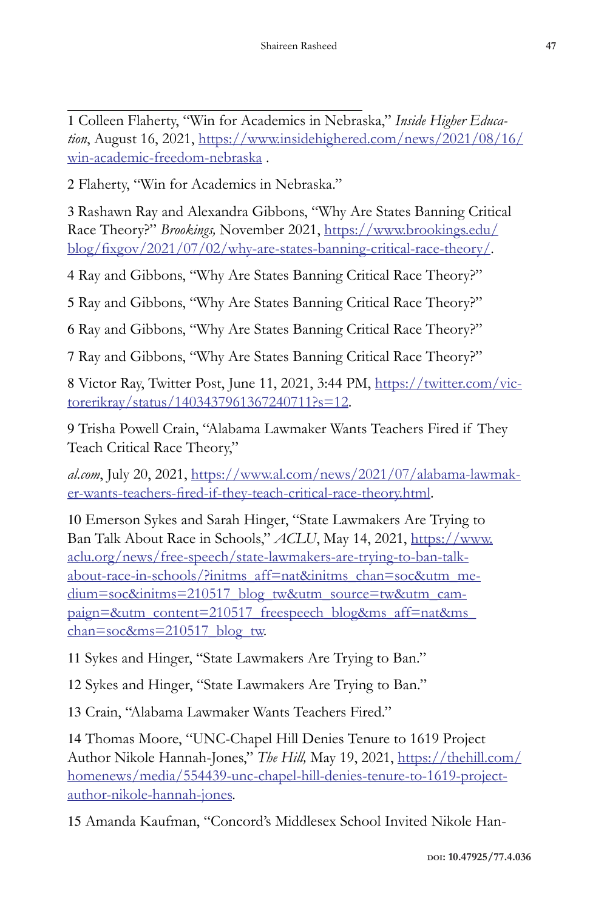1 Colleen Flaherty, "Win for Academics in Nebraska," *Inside Higher Education*, August 16, 2021, https://www.insidehighered.com/news/2021/08/16/win-academic-freedom-nebraska .

2 Flaherty, "Win for Academics in Nebraska."

3 Rashawn Ray and Alexandra Gibbons, "Why Are States Banning Critical Race Theory?" *Brookings,* November 2021, https://www.brookings.edu/blog/fixgov/2021/07/02/why-are-states-banning-critical-race-theory/.

4 Ray and Gibbons, "Why Are States Banning Critical Race Theory?"

5 Ray and Gibbons, "Why Are States Banning Critical Race Theory?"

6 Ray and Gibbons, "Why Are States Banning Critical Race Theory?"

7 Ray and Gibbons, "Why Are States Banning Critical Race Theory?"

8 Victor Ray, Twitter Post, June 11, 2021, 3:44 PM, https://twitter.com/victorerikray/status/1403437961367240711?s=12.

9 Trisha Powell Crain, "Alabama Lawmaker Wants Teachers Fired if They Teach Critical Race Theory,"

*al.com*, July 20, 2021, https://www.al.com/news/2021/07/alabama-lawmaker-wants-teachers-fired-if-they-teach-critical-race-theory.html.

10 Emerson Sykes and Sarah Hinger, "State Lawmakers Are Trying to Ban Talk About Race in Schools," *ACLU*, May 14, 2021, https://www.aclu.org/news/free-speech/state-lawmakers-are-trying-to-ban-talk-about-race-in-schools/?initms_aff=nat&initms_chan=soc&utm_medium=soc&initms=210517_blog_tw&utm_source=tw&utm_campaign=&utm_content=210517_freespeech_blog&ms_aff=nat&ms_chan=soc&ms=210517_blog_tw.

11 Sykes and Hinger, "State Lawmakers Are Trying to Ban."

12 Sykes and Hinger, "State Lawmakers Are Trying to Ban."

13 Crain, "Alabama Lawmaker Wants Teachers Fired."

14 Thomas Moore, "UNC-Chapel Hill Denies Tenure to 1619 Project Author Nikole Hannah-Jones," *The Hill,* May 19, 2021, https://thehill.com/homenews/media/554439-unc-chapel-hill-denies-tenure-to-1619-project-author-nikole-hannah-jones.

15 Amanda Kaufman, "Concord's Middlesex School Invited Nikole Han-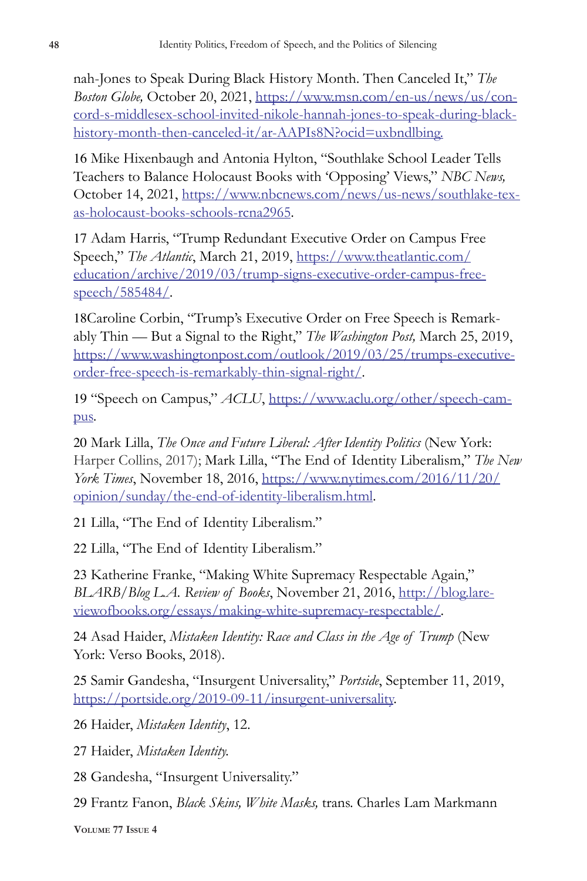nah-Jones to Speak During Black History Month. Then Canceled It," *The Boston Globe,* October 20, 2021, https://www.msn.com/en-us/news/us/concord-s-middlesex-school-invited-nikole-hannah-jones-to-speak-during-black-history-month-then-canceled-it/ar-AAPIs8N?ocid=uxbndlbing.

16 Mike Hixenbaugh and Antonia Hylton, "Southlake School Leader Tells Teachers to Balance Holocaust Books with 'Opposing' Views," *NBC News,* October 14, 2021, https://www.nbcnews.com/news/us-news/southlake-texas-holocaust-books-schools-rcna2965.

17 Adam Harris, "Trump Redundant Executive Order on Campus Free Speech," *The Atlantic*, March 21, 2019, https://www.theatlantic.com/education/archive/2019/03/trump-signs-executive-order-campus-free-speech/585484/.

18Caroline Corbin, "Trump's Executive Order on Free Speech is Remarkably Thin — But a Signal to the Right," *The Washington Post,* March 25, 2019, https://www.washingtonpost.com/outlook/2019/03/25/trumps-executive-order-free-speech-is-remarkably-thin-signal-right/.

19 "Speech on Campus," *ACLU*, https://www.aclu.org/other/speech-campus.

20 Mark Lilla, *The Once and Future Liberal: After Identity Politics* (New York: Harper Collins, 2017); Mark Lilla, "The End of Identity Liberalism," *The New York Times*, November 18, 2016, https://www.nytimes.com/2016/11/20/opinion/sunday/the-end-of-identity-liberalism.html.

21 Lilla, "The End of Identity Liberalism."

22 Lilla, "The End of Identity Liberalism."

23 Katherine Franke, "Making White Supremacy Respectable Again," *BLARB/Blog L.A. Review of Books*, November 21, 2016, http://blog.lareviewofbooks.org/essays/making-white-supremacy-respectable/.

24 Asad Haider, *Mistaken Identity: Race and Class in the Age of Trump* (New York: Verso Books, 2018).

25 Samir Gandesha, "Insurgent Universality," *Portside*, September 11, 2019, https://portside.org/2019-09-11/insurgent-universality.

26 Haider, *Mistaken Identity*, 12.

27 Haider, *Mistaken Identity.*

28 Gandesha, "Insurgent Universality."

29 Frantz Fanon, *Black Skins, White Masks,* trans. Charles Lam Markmann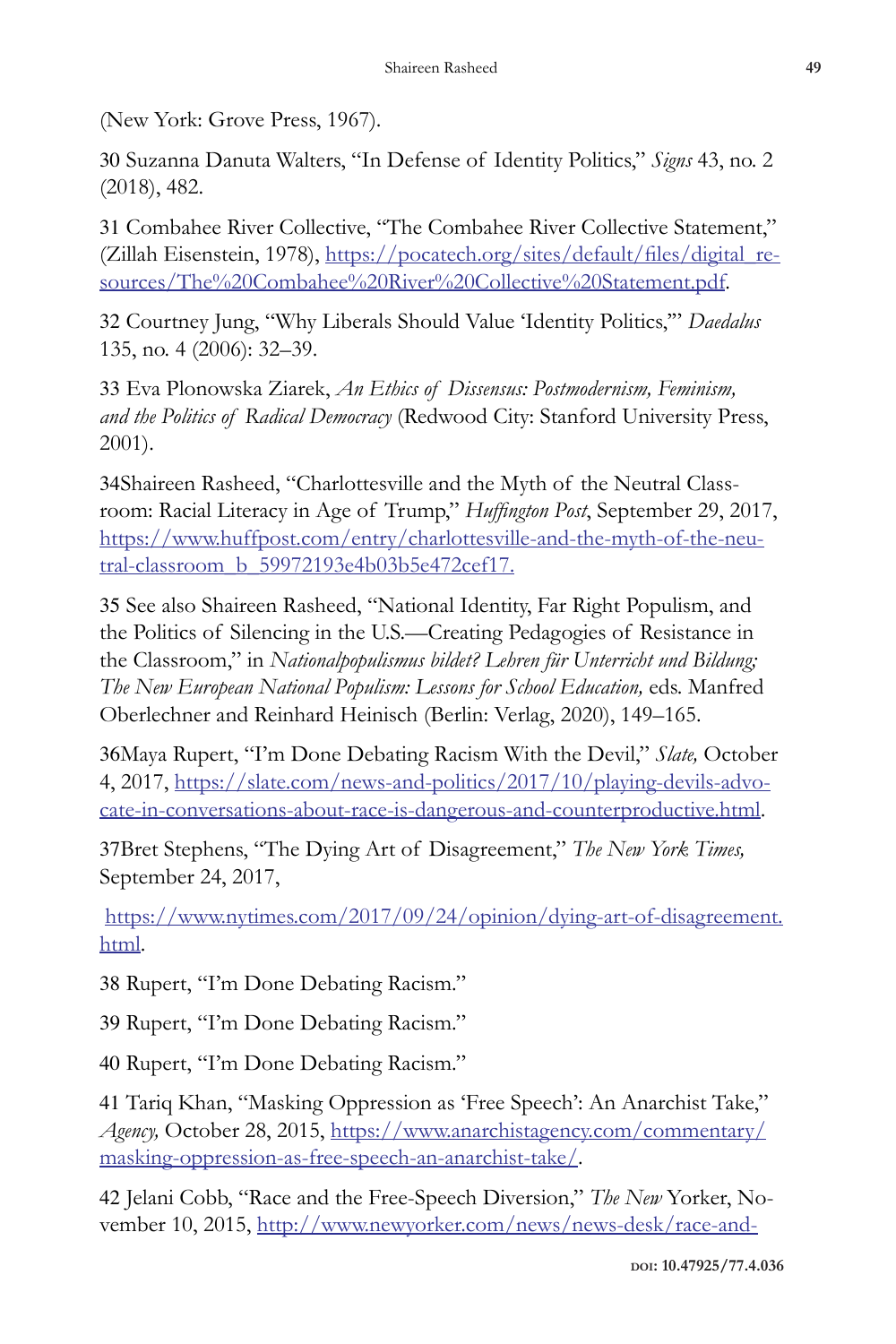(New York: Grove Press, 1967).

30 Suzanna Danuta Walters, "In Defense of Identity Politics," *Signs* 43, no. 2 (2018), 482.

31 Combahee River Collective, "The Combahee River Collective Statement," (Zillah Eisenstein, 1978), https://pocatech.org/sites/default/files/digital_resources/The%20Combahee%20River%20Collective%20Statement.pdf.

32 Courtney Jung, "Why Liberals Should Value 'Identity Politics,'" *Daedalus* 135, no. 4 (2006): 32–39.

33 Eva Plonowska Ziarek, *An Ethics of Dissensus: Postmodernism, Feminism, and the Politics of Radical Democracy* (Redwood City: Stanford University Press, 2001).

34Shaireen Rasheed, "Charlottesville and the Myth of the Neutral Classroom: Racial Literacy in Age of Trump," *Huffington Post*, September 29, 2017, https://www.huffpost.com/entry/charlottesville-and-the-myth-of-the-neutral-classroom_b_59972193e4b03b5e472cef17.

35 See also Shaireen Rasheed, "National Identity, Far Right Populism, and the Politics of Silencing in the U.S.—Creating Pedagogies of Resistance in the Classroom," in *Nationalpopulismus bildet? Lehren für Unterricht und Bildung; The New European National Populism: Lessons for School Education,* eds. Manfred Oberlechner and Reinhard Heinisch (Berlin: Verlag, 2020), 149–165.

36Maya Rupert, "I'm Done Debating Racism With the Devil," *Slate,* October 4, 2017, https://slate.com/news-and-politics/2017/10/playing-devils-advocate-in-conversations-about-race-is-dangerous-and-counterproductive.html.

37Bret Stephens, "The Dying Art of Disagreement," *The New York Times,* September 24, 2017,

https://www.nytimes.com/2017/09/24/opinion/dying-art-of-disagreement.html.

38 Rupert, "I'm Done Debating Racism."

39 Rupert, "I'm Done Debating Racism."

40 Rupert, "I'm Done Debating Racism."

41 Tariq Khan, "Masking Oppression as 'Free Speech': An Anarchist Take," *Agency,* October 28, 2015, https://www.anarchistagency.com/commentary/masking-oppression-as-free-speech-an-anarchist-take/.

42 Jelani Cobb, "Race and the Free-Speech Diversion," *The New* Yorker, November 10, 2015, http://www.newyorker.com/news/news-desk/race-and-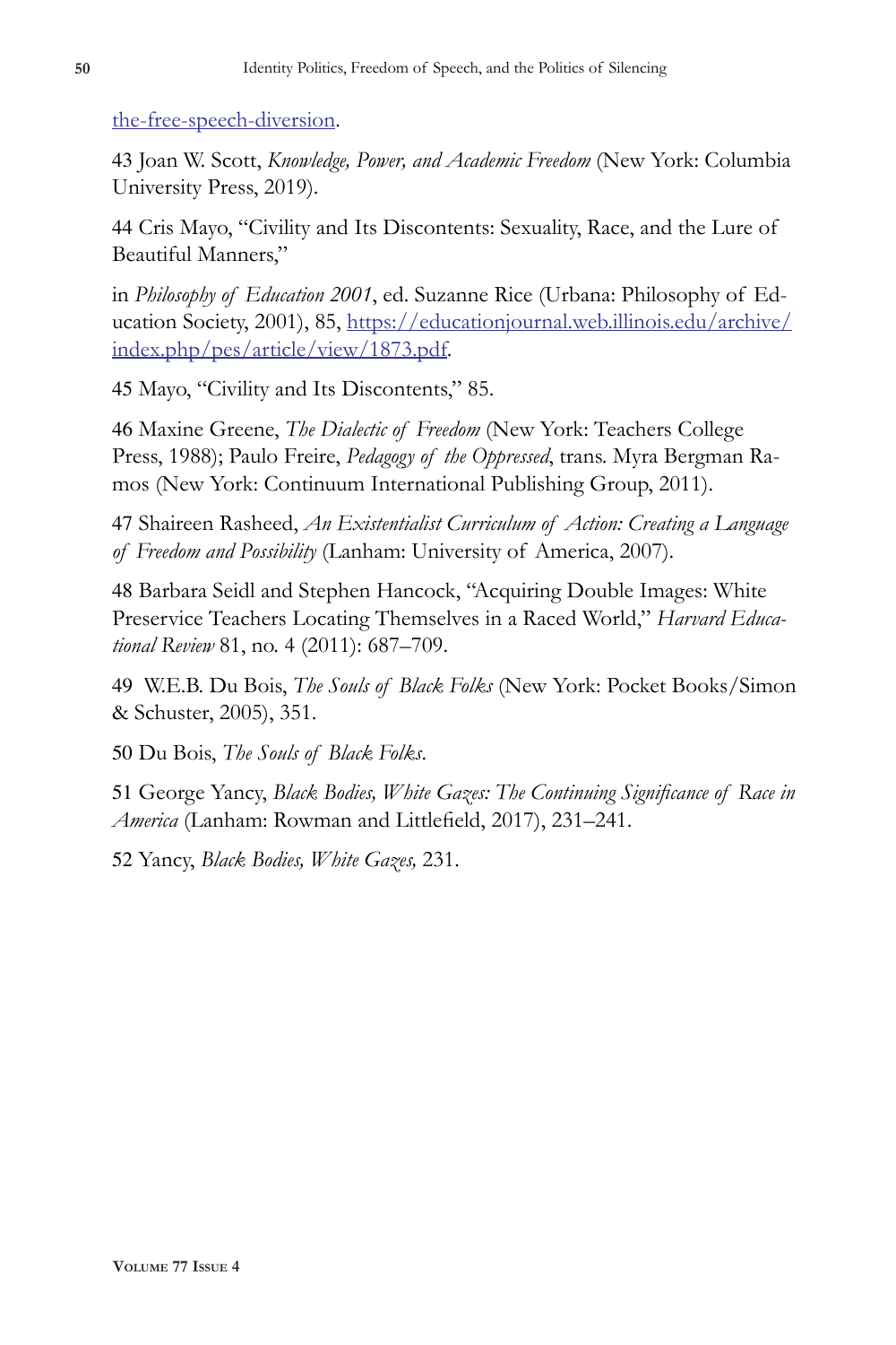the-free-speech-diversion.

43 Joan W. Scott, *Knowledge, Power, and Academic Freedom* (New York: Columbia University Press, 2019).

44 Cris Mayo, "Civility and Its Discontents: Sexuality, Race, and the Lure of Beautiful Manners,"

in *Philosophy of Education 2001*, ed. Suzanne Rice (Urbana: Philosophy of Education Society, 2001), 85, https://educationjournal.web.illinois.edu/archive/index.php/pes/article/view/1873.pdf.

45 Mayo, "Civility and Its Discontents," 85.

46 Maxine Greene, *The Dialectic of Freedom* (New York: Teachers College Press, 1988); Paulo Freire, *Pedagogy of the Oppressed*, trans. Myra Bergman Ramos (New York: Continuum International Publishing Group, 2011).

47 Shaireen Rasheed, *An Existentialist Curriculum of Action: Creating a Language of Freedom and Possibility* (Lanham: University of America, 2007).

48 Barbara Seidl and Stephen Hancock, "Acquiring Double Images: White Preservice Teachers Locating Themselves in a Raced World," *Harvard Educational Review* 81, no. 4 (2011): 687–709.

49 W.E.B. Du Bois, *The Souls of Black Folks* (New York: Pocket Books/Simon & Schuster, 2005), 351.

50 Du Bois, *The Souls of Black Folks*.

51 George Yancy, *Black Bodies, White Gazes: The Continuing Significance of Race in America* (Lanham: Rowman and Littlefield, 2017), 231–241.

52 Yancy, *Black Bodies, White Gazes,* 231.